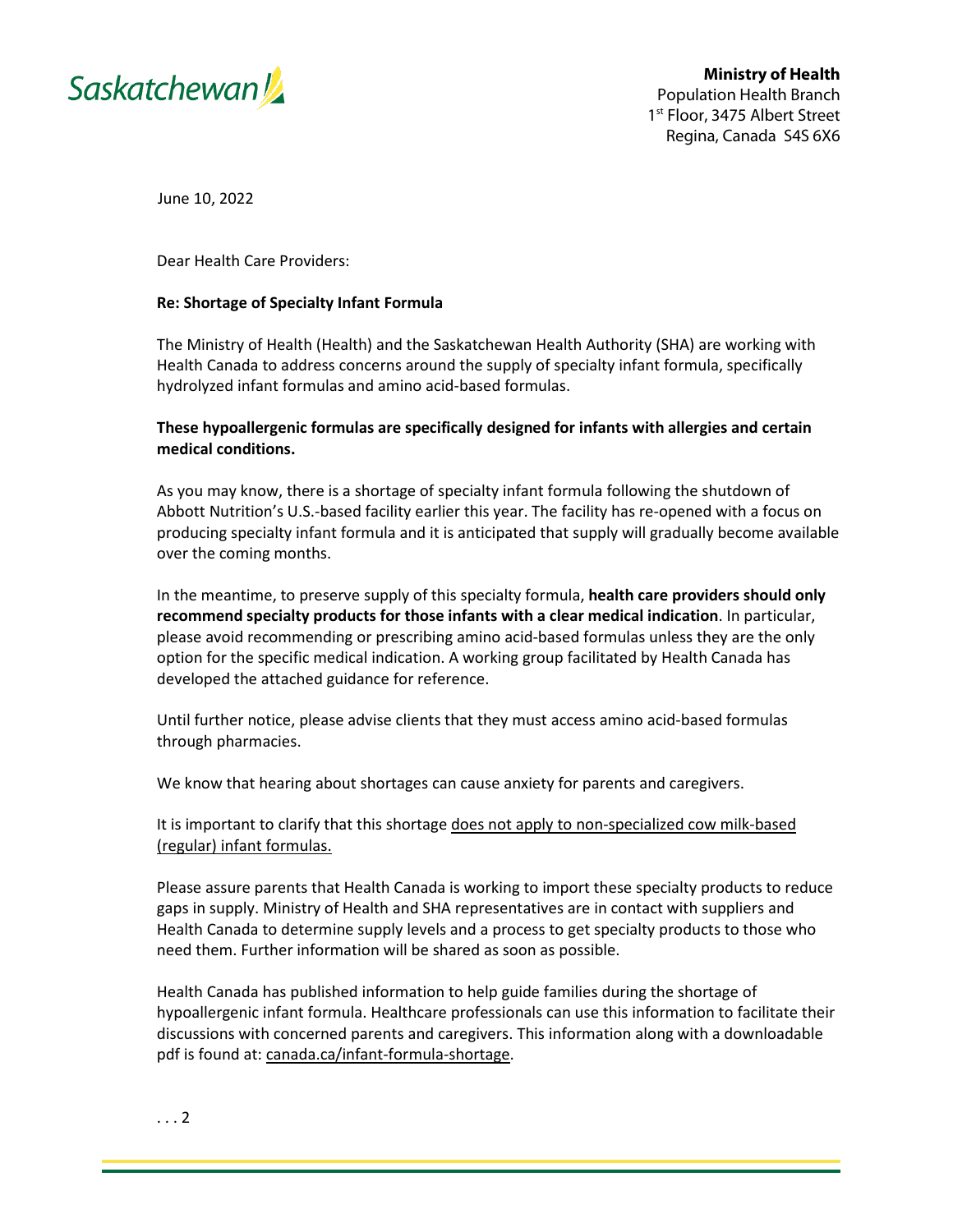Saskatchewan

**Ministry of Health**
Population Health Branch
1st Floor, 3475 Albert Street
Regina, Canada S4S 6X6

June 10, 2022

Dear Health Care Providers:

**Re: Shortage of Specialty Infant Formula**

The Ministry of Health (Health) and the Saskatchewan Health Authority (SHA) are working with Health Canada to address concerns around the supply of specialty infant formula, specifically hydrolyzed infant formulas and amino acid-based formulas.

**These hypoallergenic formulas are specifically designed for infants with allergies and certain medical conditions.**

As you may know, there is a shortage of specialty infant formula following the shutdown of Abbott Nutrition's U.S.-based facility earlier this year. The facility has re-opened with a focus on producing specialty infant formula and it is anticipated that supply will gradually become available over the coming months.

In the meantime, to preserve supply of this specialty formula, **health care providers should only recommend specialty products for those infants with a clear medical indication**. In particular, please avoid recommending or prescribing amino acid-based formulas unless they are the only option for the specific medical indication. A working group facilitated by Health Canada has developed the attached guidance for reference.

Until further notice, please advise clients that they must access amino acid-based formulas through pharmacies.

We know that hearing about shortages can cause anxiety for parents and caregivers.

It is important to clarify that this shortage does not apply to non-specialized cow milk-based (regular) infant formulas.

Please assure parents that Health Canada is working to import these specialty products to reduce gaps in supply. Ministry of Health and SHA representatives are in contact with suppliers and Health Canada to determine supply levels and a process to get specialty products to those who need them. Further information will be shared as soon as possible.

Health Canada has published information to help guide families during the shortage of hypoallergenic infant formula. Healthcare professionals can use this information to facilitate their discussions with concerned parents and caregivers. This information along with a downloadable pdf is found at: canada.ca/infant-formula-shortage.

. . . 2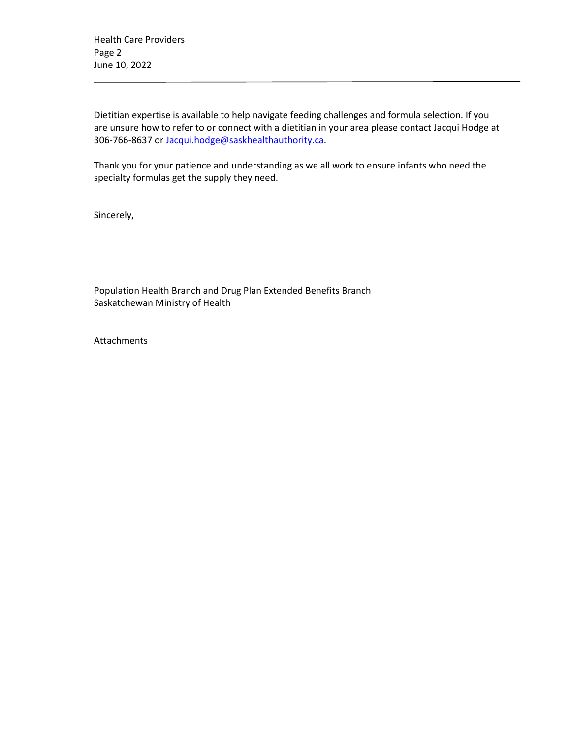Dietitian expertise is available to help navigate feeding challenges and formula selection. If you are unsure how to refer to or connect with a dietitian in your area please contact Jacqui Hodge at 306-766-8637 or Jacqui.hodge@saskhealthauthority.ca.

Thank you for your patience and understanding as we all work to ensure infants who need the specialty formulas get the supply they need.

Sincerely,

Population Health Branch and Drug Plan Extended Benefits Branch
Saskatchewan Ministry of Health

Attachments